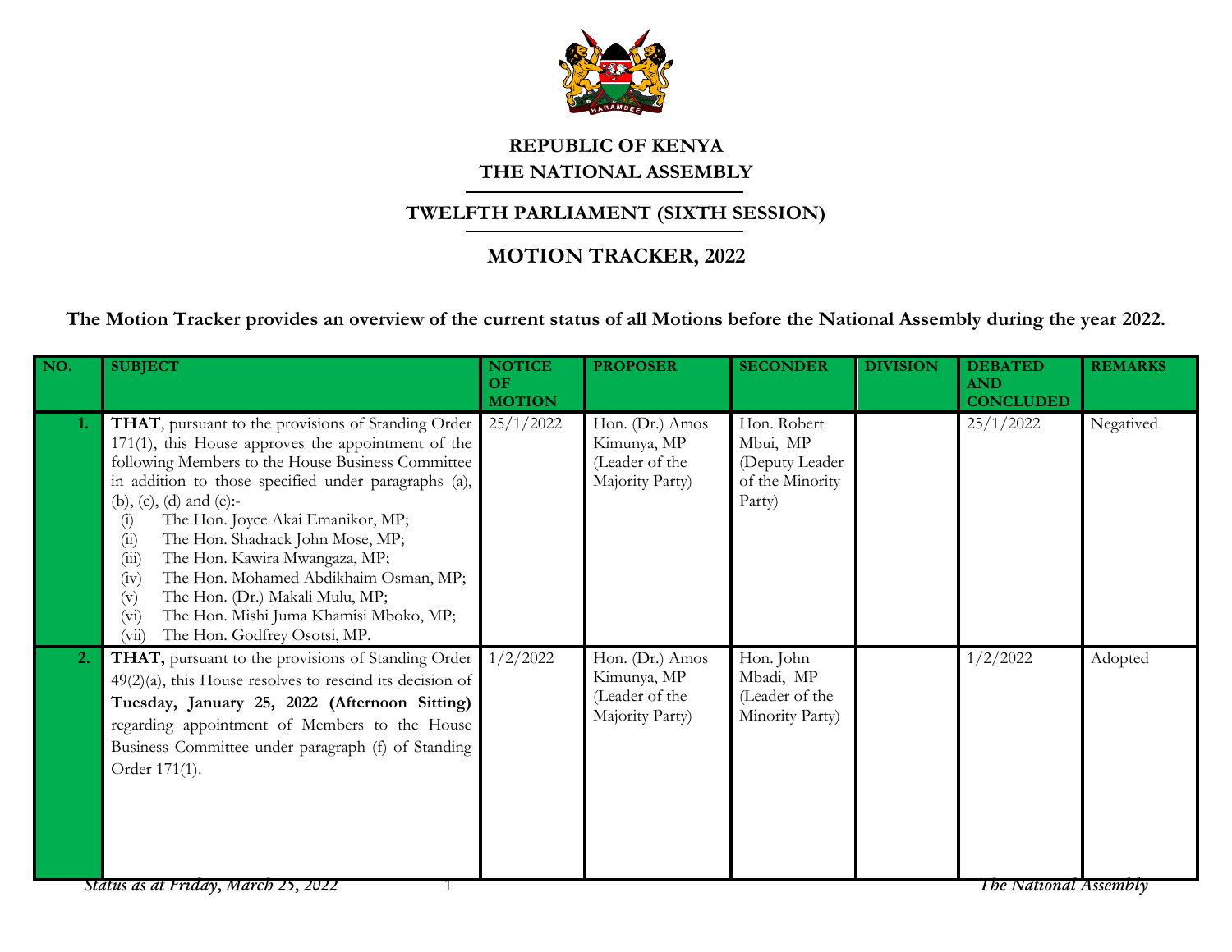# REPUBLIC OF KENYA
# THE NATIONAL ASSEMBLY

## TWELFTH PARLIAMENT (SIXTH SESSION)

## MOTION TRACKER, 2022

**The Motion Tracker provides an overview of the current status of all Motions before the National Assembly during the year 2022.**

| NO. | SUBJECT | NOTICE OF MOTION | PROPOSER | SECONDER | DIVISION | DEBATED AND CONCLUDED | REMARKS |
|---|---|---|---|---|---|---|---|
| 1. | **THAT**, pursuant to the provisions of Standing Order 171(1), this House approves the appointment of the following Members to the House Business Committee in addition to those specified under paragraphs (a), (b), (c), (d) and (e):-<br>(i) The Hon. Joyce Akai Emanikor, MP;<br>(ii) The Hon. Shadrack John Mose, MP;<br>(iii) The Hon. Kawira Mwangaza, MP;<br>(iv) The Hon. Mohamed Abdikhaim Osman, MP;<br>(v) The Hon. (Dr.) Makali Mulu, MP;<br>(vi) The Hon. Mishi Juma Khamisi Mboko, MP;<br>(vii) The Hon. Godfrey Osotsi, MP. | 25/1/2022 | Hon. (Dr.) Amos Kimunya, MP (Leader of the Majority Party) | Hon. Robert Mbui, MP (Deputy Leader of the Minority Party) | | 25/1/2022 | Negatived |
| 2. | **THAT,** pursuant to the provisions of Standing Order 49(2)(a), this House resolves to rescind its decision of **Tuesday, January 25, 2022 (Afternoon Sitting)** regarding appointment of Members to the House Business Committee under paragraph (f) of Standing Order 171(1). | 1/2/2022 | Hon. (Dr.) Amos Kimunya, MP (Leader of the Majority Party) | Hon. John Mbadi, MP (Leader of the Minority Party) | | 1/2/2022 | Adopted |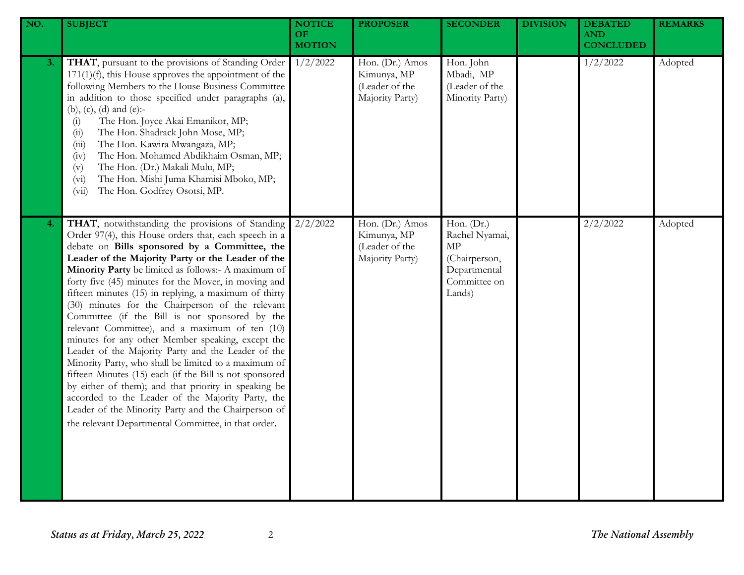| NO. | SUBJECT | NOTICE OF MOTION | PROPOSER | SECONDER | DIVISION | DEBATED AND CONCLUDED | REMARKS |
|---|---|---|---|---|---|---|---|
| 3. | **THAT**, pursuant to the provisions of Standing Order 171(1)(f), this House approves the appointment of the following Members to the House Business Committee in addition to those specified under paragraphs (a), (b), (c), (d) and (e):- (i) The Hon. Joyce Akai Emanikor, MP; (ii) The Hon. Shadrack John Mose, MP; (iii) The Hon. Kawira Mwangaza, MP; (iv) The Hon. Mohamed Abdikhaim Osman, MP; (v) The Hon. (Dr.) Makali Mulu, MP; (vi) The Hon. Mishi Juma Khamisi Mboko, MP; (vii) The Hon. Godfrey Osotsi, MP. | 1/2/2022 | Hon. (Dr.) Amos Kimunya, MP (Leader of the Majority Party) | Hon. John Mbadi, MP (Leader of the Minority Party) | | 1/2/2022 | Adopted |
| 4. | **THAT**, notwithstanding the provisions of Standing Order 97(4), this House orders that, each speech in a debate on **Bills sponsored by a Committee, the Leader of the Majority Party or the Leader of the Minority Party** be limited as follows:- A maximum of forty five (45) minutes for the Mover, in moving and fifteen minutes (15) in replying, a maximum of thirty (30) minutes for the Chairperson of the relevant Committee (if the Bill is not sponsored by the relevant Committee), and a maximum of ten (10) minutes for any other Member speaking, except the Leader of the Majority Party and the Leader of the Minority Party, who shall be limited to a maximum of fifteen Minutes (15) each (if the Bill is not sponsored by either of them); and that priority in speaking be accorded to the Leader of the Majority Party, the Leader of the Minority Party and the Chairperson of the relevant Departmental Committee, in that order. | 2/2/2022 | Hon. (Dr.) Amos Kimunya, MP (Leader of the Majority Party) | Hon. (Dr.) Rachel Nyamai, MP (Chairperson, Departmental Committee on Lands) | | 2/2/2022 | Adopted |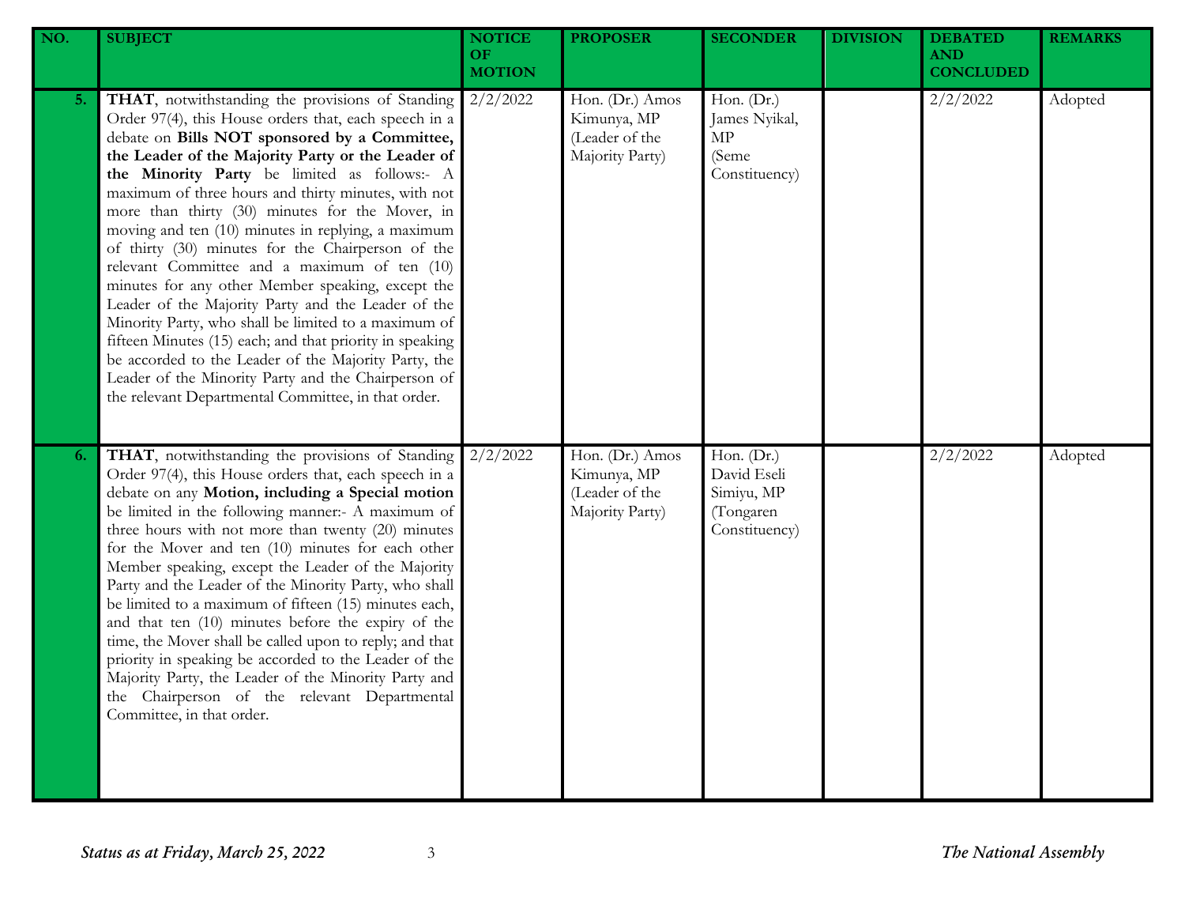| NO. | SUBJECT | NOTICE OF MOTION | PROPOSER | SECONDER | DIVISION | DEBATED AND CONCLUDED | REMARKS |
|---|---|---|---|---|---|---|---|
| 5. | **THAT**, notwithstanding the provisions of Standing Order 97(4), this House orders that, each speech in a debate on **Bills NOT sponsored by a Committee, the Leader of the Majority Party or the Leader of the Minority Party** be limited as follows:- A maximum of three hours and thirty minutes, with not more than thirty (30) minutes for the Mover, in moving and ten (10) minutes in replying, a maximum of thirty (30) minutes for the Chairperson of the relevant Committee and a maximum of ten (10) minutes for any other Member speaking, except the Leader of the Majority Party and the Leader of the Minority Party, who shall be limited to a maximum of fifteen Minutes (15) each; and that priority in speaking be accorded to the Leader of the Majority Party, the Leader of the Minority Party and the Chairperson of the relevant Departmental Committee, in that order. | 2/2/2022 | Hon. (Dr.) Amos Kimunya, MP (Leader of the Majority Party) | Hon. (Dr.) James Nyikal, MP (Seme Constituency) | | 2/2/2022 | Adopted |
| 6. | **THAT**, notwithstanding the provisions of Standing Order 97(4), this House orders that, each speech in a debate on any **Motion, including a Special motion** be limited in the following manner:- A maximum of three hours with not more than twenty (20) minutes for the Mover and ten (10) minutes for each other Member speaking, except the Leader of the Majority Party and the Leader of the Minority Party, who shall be limited to a maximum of fifteen (15) minutes each, and that ten (10) minutes before the expiry of the time, the Mover shall be called upon to reply; and that priority in speaking be accorded to the Leader of the Majority Party, the Leader of the Minority Party and the Chairperson of the relevant Departmental Committee, in that order. | 2/2/2022 | Hon. (Dr.) Amos Kimunya, MP (Leader of the Majority Party) | Hon. (Dr.) David Eseli Simiyu, MP (Tongaren Constituency) | | 2/2/2022 | Adopted |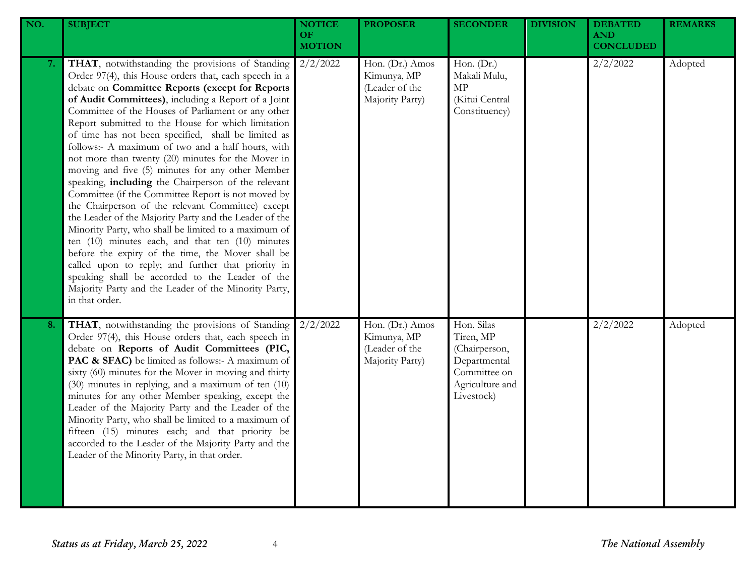| NO. | SUBJECT | NOTICE OF MOTION | PROPOSER | SECONDER | DIVISION | DEBATED AND CONCLUDED | REMARKS |
|---|---|---|---|---|---|---|---|
| 7. | **THAT**, notwithstanding the provisions of Standing Order 97(4), this House orders that, each speech in a debate on **Committee Reports (except for Reports of Audit Committees)**, including a Report of a Joint Committee of the Houses of Parliament or any other Report submitted to the House for which limitation of time has not been specified, shall be limited as follows:- A maximum of two and a half hours, with not more than twenty (20) minutes for the Mover in moving and five (5) minutes for any other Member speaking, **including** the Chairperson of the relevant Committee (if the Committee Report is not moved by the Chairperson of the relevant Committee) except the Leader of the Majority Party and the Leader of the Minority Party, who shall be limited to a maximum of ten (10) minutes each, and that ten (10) minutes before the expiry of the time, the Mover shall be called upon to reply; and further that priority in speaking shall be accorded to the Leader of the Majority Party and the Leader of the Minority Party, in that order. | 2/2/2022 | Hon. (Dr.) Amos Kimunya, MP (Leader of the Majority Party) | Hon. (Dr.) Makali Mulu, MP (Kitui Central Constituency) | | 2/2/2022 | Adopted |
| 8. | **THAT**, notwithstanding the provisions of Standing Order 97(4), this House orders that, each speech in debate on **Reports of Audit Committees (PIC, PAC & SFAC)** be limited as follows:- A maximum of sixty (60) minutes for the Mover in moving and thirty (30) minutes in replying, and a maximum of ten (10) minutes for any other Member speaking, except the Leader of the Majority Party and the Leader of the Minority Party, who shall be limited to a maximum of fifteen (15) minutes each; and that priority be accorded to the Leader of the Majority Party and the Leader of the Minority Party, in that order. | 2/2/2022 | Hon. (Dr.) Amos Kimunya, MP (Leader of the Majority Party) | Hon. Silas Tiren, MP (Chairperson, Departmental Committee on Agriculture and Livestock) | | 2/2/2022 | Adopted |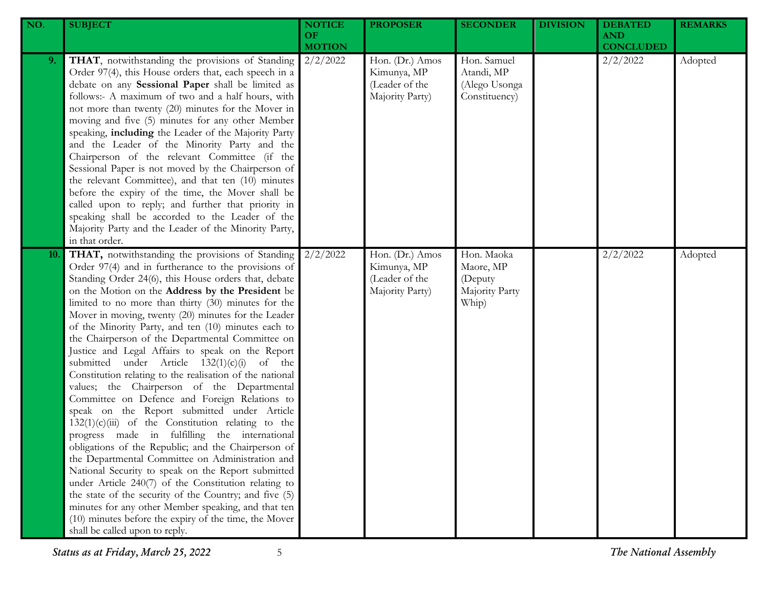| NO. | SUBJECT | NOTICE OF MOTION | PROPOSER | SECONDER | DIVISION | DEBATED AND CONCLUDED | REMARKS |
|---|---|---|---|---|---|---|---|
| 9. | **THAT**, notwithstanding the provisions of Standing Order 97(4), this House orders that, each speech in a debate on any **Sessional Paper** shall be limited as follows:- A maximum of two and a half hours, with not more than twenty (20) minutes for the Mover in moving and five (5) minutes for any other Member speaking, **including** the Leader of the Majority Party and the Leader of the Minority Party and the Chairperson of the relevant Committee (if the Sessional Paper is not moved by the Chairperson of the relevant Committee), and that ten (10) minutes before the expiry of the time, the Mover shall be called upon to reply; and further that priority in speaking shall be accorded to the Leader of the Majority Party and the Leader of the Minority Party, in that order. | 2/2/2022 | Hon. (Dr.) Amos Kimunya, MP (Leader of the Majority Party) | Hon. Samuel Atandi, MP (Alego Usonga Constituency) | | 2/2/2022 | Adopted |
| 10. | **THAT,** notwithstanding the provisions of Standing Order 97(4) and in furtherance to the provisions of Standing Order 24(6), this House orders that, debate on the Motion on the **Address by the President** be limited to no more than thirty (30) minutes for the Mover in moving, twenty (20) minutes for the Leader of the Minority Party, and ten (10) minutes each to the Chairperson of the Departmental Committee on Justice and Legal Affairs to speak on the Report submitted under Article 132(1)(c)(i) of the Constitution relating to the realisation of the national values; the Chairperson of the Departmental Committee on Defence and Foreign Relations to speak on the Report submitted under Article 132(1)(c)(iii) of the Constitution relating to the progress made in fulfilling the international obligations of the Republic; and the Chairperson of the Departmental Committee on Administration and National Security to speak on the Report submitted under Article 240(7) of the Constitution relating to the state of the security of the Country; and five (5) minutes for any other Member speaking, and that ten (10) minutes before the expiry of the time, the Mover shall be called upon to reply. | 2/2/2022 | Hon. (Dr.) Amos Kimunya, MP (Leader of the Majority Party) | Hon. Maoka Maore, MP (Deputy Majority Party Whip) | | 2/2/2022 | Adopted |

*Status as at Friday, March 25, 2022* *The National Assembly*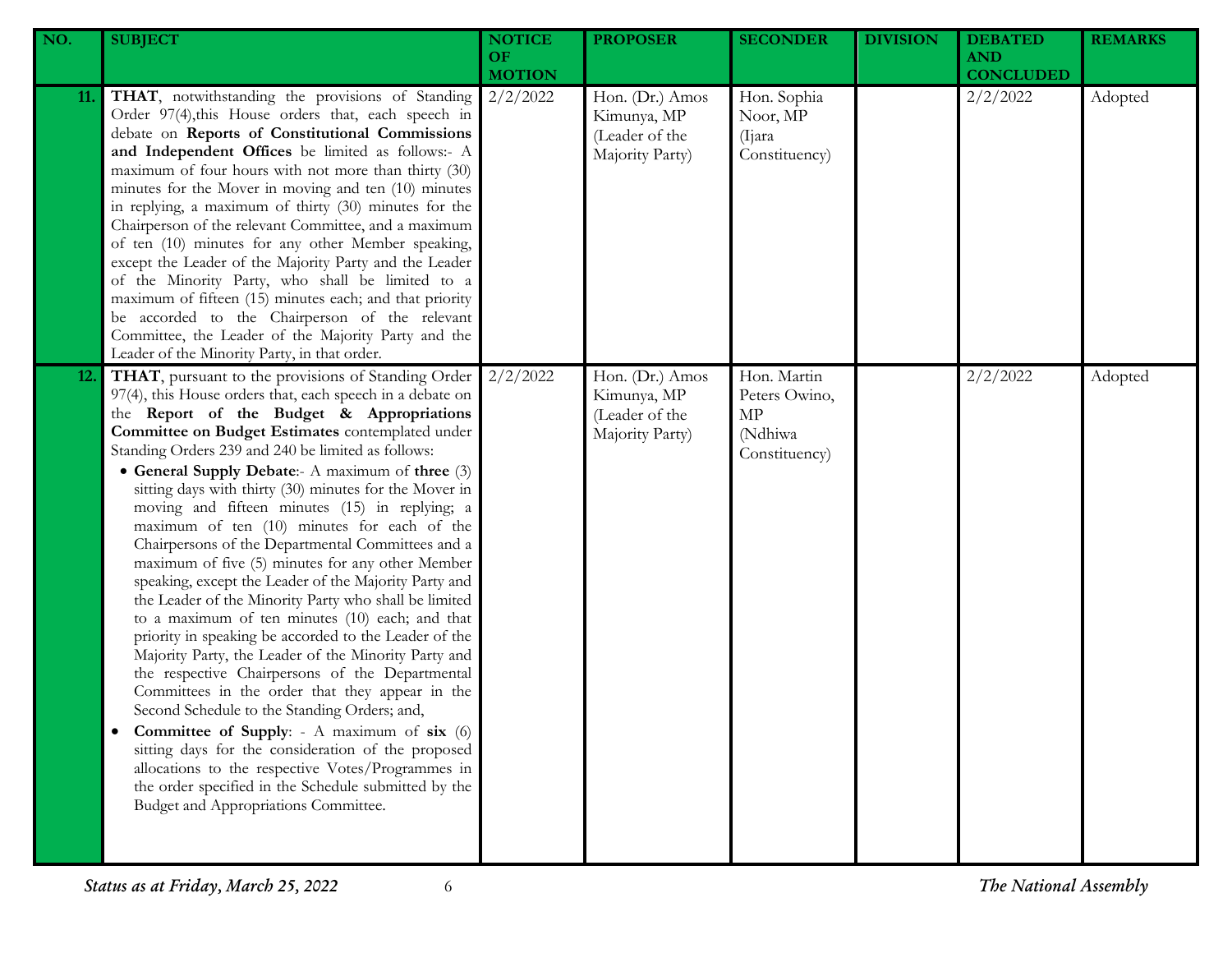| NO. | SUBJECT | NOTICE OF MOTION | PROPOSER | SECONDER | DIVISION | DEBATED AND CONCLUDED | REMARKS |
|---|---|---|---|---|---|---|---|
| 11. | **THAT**, notwithstanding the provisions of Standing Order 97(4),this House orders that, each speech in debate on **Reports of Constitutional Commissions and Independent Offices** be limited as follows:- A maximum of four hours with not more than thirty (30) minutes for the Mover in moving and ten (10) minutes in replying, a maximum of thirty (30) minutes for the Chairperson of the relevant Committee, and a maximum of ten (10) minutes for any other Member speaking, except the Leader of the Majority Party and the Leader of the Minority Party, who shall be limited to a maximum of fifteen (15) minutes each; and that priority be accorded to the Chairperson of the relevant Committee, the Leader of the Majority Party and the Leader of the Minority Party, in that order. | 2/2/2022 | Hon. (Dr.) Amos Kimunya, MP (Leader of the Majority Party) | Hon. Sophia Noor, MP (Ijara Constituency) | | 2/2/2022 | Adopted |
| 12. | **THAT**, pursuant to the provisions of Standing Order 97(4), this House orders that, each speech in a debate on the **Report of the Budget & Appropriations Committee on Budget Estimates** contemplated under Standing Orders 239 and 240 be limited as follows:<br>• **General Supply Debate**:- A maximum of **three** (3) sitting days with thirty (30) minutes for the Mover in moving and fifteen minutes (15) in replying; a maximum of ten (10) minutes for each of the Chairpersons of the Departmental Committees and a maximum of five (5) minutes for any other Member speaking, except the Leader of the Majority Party and the Leader of the Minority Party who shall be limited to a maximum of ten minutes (10) each; and that priority in speaking be accorded to the Leader of the Majority Party, the Leader of the Minority Party and the respective Chairpersons of the Departmental Committees in the order that they appear in the Second Schedule to the Standing Orders; and,<br>• **Committee of Supply**: - A maximum of **six** (6) sitting days for the consideration of the proposed allocations to the respective Votes/Programmes in the order specified in the Schedule submitted by the Budget and Appropriations Committee. | 2/2/2022 | Hon. (Dr.) Amos Kimunya, MP (Leader of the Majority Party) | Hon. Martin Peters Owino, MP (Ndhiwa Constituency) | | 2/2/2022 | Adopted |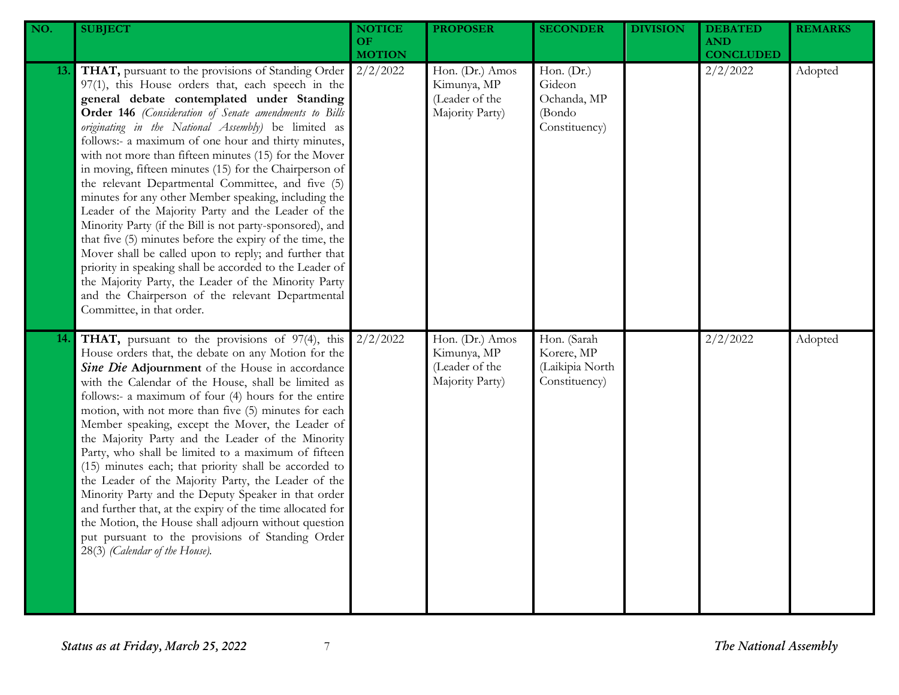| NO. | SUBJECT | NOTICE OF MOTION | PROPOSER | SECONDER | DIVISION | DEBATED AND CONCLUDED | REMARKS |
|---|---|---|---|---|---|---|---|
| 13. | **THAT,** pursuant to the provisions of Standing Order 97(1), this House orders that, each speech in the **general debate contemplated under Standing Order 146** *(Consideration of Senate amendments to Bills originating in the National Assembly)* be limited as follows:- a maximum of one hour and thirty minutes, with not more than fifteen minutes (15) for the Mover in moving, fifteen minutes (15) for the Chairperson of the relevant Departmental Committee, and five (5) minutes for any other Member speaking, including the Leader of the Majority Party and the Leader of the Minority Party (if the Bill is not party-sponsored), and that five (5) minutes before the expiry of the time, the Mover shall be called upon to reply; and further that priority in speaking shall be accorded to the Leader of the Majority Party, the Leader of the Minority Party and the Chairperson of the relevant Departmental Committee, in that order. | 2/2/2022 | Hon. (Dr.) Amos Kimunya, MP (Leader of the Majority Party) | Hon. (Dr.) Gideon Ochanda, MP (Bondo Constituency) | | 2/2/2022 | Adopted |
| 14. | **THAT,** pursuant to the provisions of 97(4), this House orders that, the debate on any Motion for the ***Sine Die*** **Adjournment** of the House in accordance with the Calendar of the House, shall be limited as follows:- a maximum of four (4) hours for the entire motion, with not more than five (5) minutes for each Member speaking, except the Mover, the Leader of the Majority Party and the Leader of the Minority Party, who shall be limited to a maximum of fifteen (15) minutes each; that priority shall be accorded to the Leader of the Majority Party, the Leader of the Minority Party and the Deputy Speaker in that order and further that, at the expiry of the time allocated for the Motion, the House shall adjourn without question put pursuant to the provisions of Standing Order 28(3) *(Calendar of the House).* | 2/2/2022 | Hon. (Dr.) Amos Kimunya, MP (Leader of the Majority Party) | Hon. (Sarah Korere, MP (Laikipia North Constituency) | | 2/2/2022 | Adopted |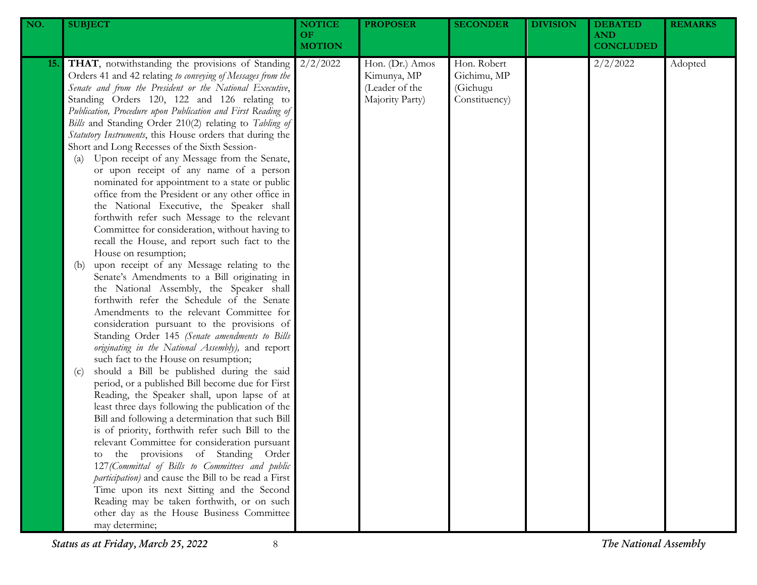| NO. | SUBJECT | NOTICE OF MOTION | PROPOSER | SECONDER | DIVISION | DEBATED AND CONCLUDED | REMARKS |
|---|---|---|---|---|---|---|---|
| 15. | **THAT**, notwithstanding the provisions of Standing Orders 41 and 42 relating *to conveying of Messages from the Senate and from the President or the National Executive*, Standing Orders 120, 122 and 126 relating to *Publication, Procedure upon Publication and First Reading of Bills* and Standing Order 210(2) relating to *Tabling of Statutory Instruments*, this House orders that during the Short and Long Recesses of the Sixth Session- <br>(a) Upon receipt of any Message from the Senate, or upon receipt of any name of a person nominated for appointment to a state or public office from the President or any other office in the National Executive, the Speaker shall forthwith refer such Message to the relevant Committee for consideration, without having to recall the House, and report such fact to the House on resumption; <br>(b) upon receipt of any Message relating to the Senate's Amendments to a Bill originating in the National Assembly, the Speaker shall forthwith refer the Schedule of the Senate Amendments to the relevant Committee for consideration pursuant to the provisions of Standing Order 145 *(Senate amendments to Bills originating in the National Assembly),* and report such fact to the House on resumption; <br>(c) should a Bill be published during the said period, or a published Bill become due for First Reading, the Speaker shall, upon lapse of at least three days following the publication of the Bill and following a determination that such Bill is of priority, forthwith refer such Bill to the relevant Committee for consideration pursuant to the provisions of Standing Order 127*(Committal of Bills to Committees and public participation)* and cause the Bill to be read a First Time upon its next Sitting and the Second Reading may be taken forthwith, or on such other day as the House Business Committee may determine; | 2/2/2022 | Hon. (Dr.) Amos Kimunya, MP (Leader of the Majority Party) | Hon. Robert Gichimu, MP (Gichugu Constituency) | | 2/2/2022 | Adopted |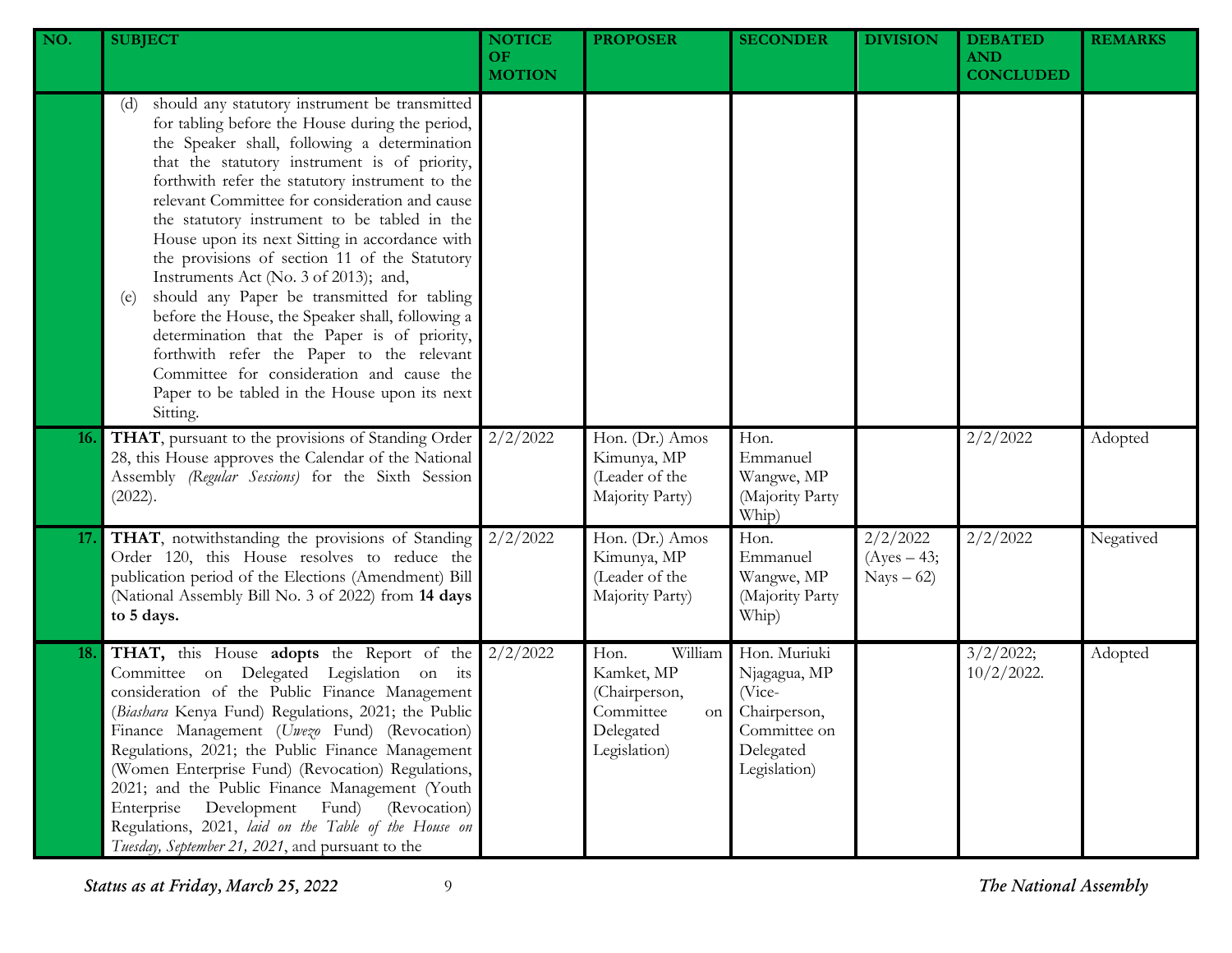| NO. | SUBJECT | NOTICE OF MOTION | PROPOSER | SECONDER | DIVISION | DEBATED AND CONCLUDED | REMARKS |
|---|---|---|---|---|---|---|---|
| | (d) should any statutory instrument be transmitted for tabling before the House during the period, the Speaker shall, following a determination that the statutory instrument is of priority, forthwith refer the statutory instrument to the relevant Committee for consideration and cause the statutory instrument to be tabled in the House upon its next Sitting in accordance with the provisions of section 11 of the Statutory Instruments Act (No. 3 of 2013); and,<br>(e) should any Paper be transmitted for tabling before the House, the Speaker shall, following a determination that the Paper is of priority, forthwith refer the Paper to the relevant Committee for consideration and cause the Paper to be tabled in the House upon its next Sitting. | | | | | | |
| **16.** | **THAT**, pursuant to the provisions of Standing Order 28, this House approves the Calendar of the National Assembly *(Regular Sessions)* for the Sixth Session (2022). | 2/2/2022 | Hon. (Dr.) Amos Kimunya, MP (Leader of the Majority Party) | Hon. Emmanuel Wangwe, MP (Majority Party Whip) | | 2/2/2022 | Adopted |
| **17.** | **THAT**, notwithstanding the provisions of Standing Order 120, this House resolves to reduce the publication period of the Elections (Amendment) Bill (National Assembly Bill No. 3 of 2022) from **14 days to 5 days.** | 2/2/2022 | Hon. (Dr.) Amos Kimunya, MP (Leader of the Majority Party) | Hon. Emmanuel Wangwe, MP (Majority Party Whip) | 2/2/2022 (Ayes – 43; Nays – 62) | 2/2/2022 | Negatived |
| **18.** | **THAT,** this House **adopts** the Report of the Committee on Delegated Legislation on its consideration of the Public Finance Management (*Biashara* Kenya Fund) Regulations, 2021; the Public Finance Management (*Uwezo* Fund) (Revocation) Regulations, 2021; the Public Finance Management (Women Enterprise Fund) (Revocation) Regulations, 2021; and the Public Finance Management (Youth Enterprise Development Fund) (Revocation) Regulations, 2021, *laid on the Table of the House on Tuesday, September 21, 2021*, and pursuant to the | 2/2/2022 | Hon. William Kamket, MP (Chairperson, Committee on Delegated Legislation) | Hon. Muriuki Njagagua, MP (Vice-Chairperson, Committee on Delegated Legislation) | | 3/2/2022; 10/2/2022. | Adopted |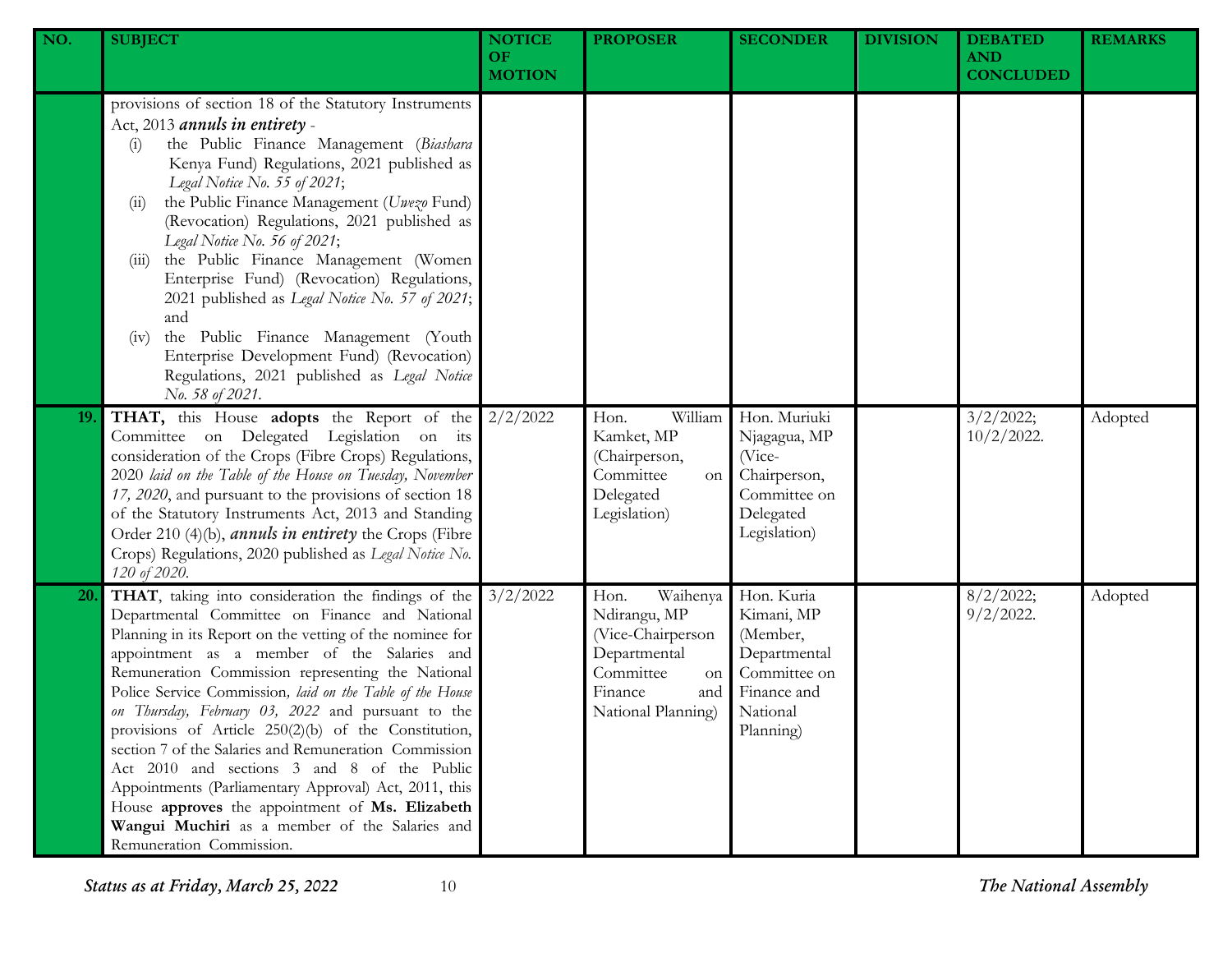| NO. | SUBJECT | NOTICE OF MOTION | PROPOSER | SECONDER | DIVISION | DEBATED AND CONCLUDED | REMARKS |
|---|---|---|---|---|---|---|---|
| | provisions of section 18 of the Statutory Instruments Act, 2013 ***annuls in entirety*** -<br>(i) the Public Finance Management (*Biashara* Kenya Fund) Regulations, 2021 published as *Legal Notice No. 55 of 2021*;<br>(ii) the Public Finance Management (*Uwezo* Fund) (Revocation) Regulations, 2021 published as *Legal Notice No. 56 of 2021*;<br>(iii) the Public Finance Management (Women Enterprise Fund) (Revocation) Regulations, 2021 published as *Legal Notice No. 57 of 2021*; and<br>(iv) the Public Finance Management (Youth Enterprise Development Fund) (Revocation) Regulations, 2021 published as *Legal Notice No. 58 of 2021*. | | | | | | |
| **19.** | **THAT,** this House **adopts** the Report of the Committee on Delegated Legislation on its consideration of the Crops (Fibre Crops) Regulations, 2020 *laid on the Table of the House on Tuesday, November 17, 2020*, and pursuant to the provisions of section 18 of the Statutory Instruments Act, 2013 and Standing Order 210 (4)(b), ***annuls in entirety*** the Crops (Fibre Crops) Regulations, 2020 published as *Legal Notice No. 120 of 2020*. | 2/2/2022 | Hon. William Kamket, MP (Chairperson, Committee on Delegated Legislation) | Hon. Muriuki Njagagua, MP (Vice-Chairperson, Committee on Delegated Legislation) | | 3/2/2022; 10/2/2022. | Adopted |
| **20.** | **THAT**, taking into consideration the findings of the Departmental Committee on Finance and National Planning in its Report on the vetting of the nominee for appointment as a member of the Salaries and Remuneration Commission representing the National Police Service Commission*, laid on the Table of the House on Thursday, February 03, 2022* and pursuant to the provisions of Article 250(2)(b) of the Constitution, section 7 of the Salaries and Remuneration Commission Act 2010 and sections 3 and 8 of the Public Appointments (Parliamentary Approval) Act, 2011, this House **approves** the appointment of **Ms. Elizabeth Wangui Muchiri** as a member of the Salaries and Remuneration Commission. | 3/2/2022 | Hon. Waihenya Ndirangu, MP (Vice-Chairperson Departmental Committee on Finance and National Planning) | Hon. Kuria Kimani, MP (Member, Departmental Committee on Finance and National Planning) | | 8/2/2022; 9/2/2022. | Adopted |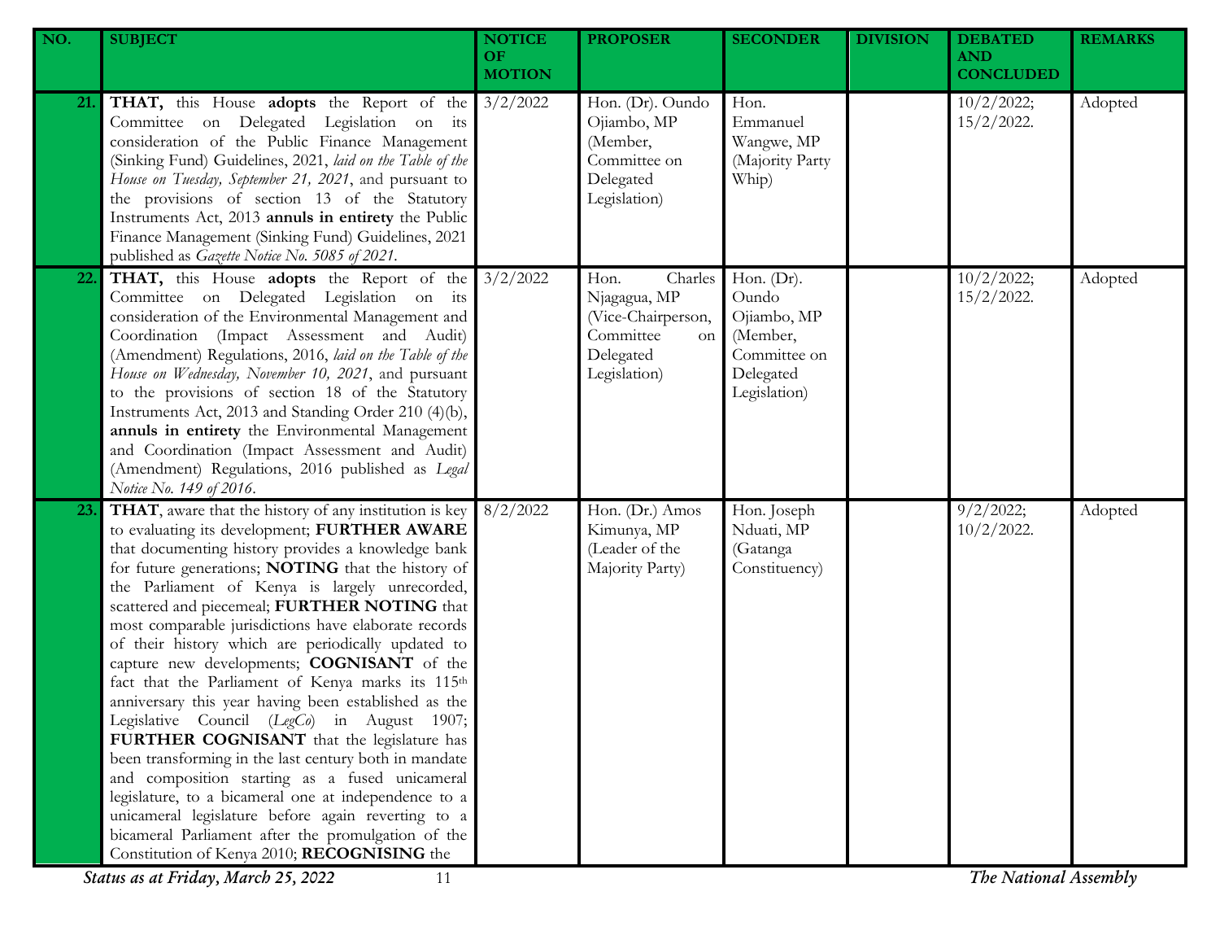| NO. | SUBJECT | NOTICE OF MOTION | PROPOSER | SECONDER | DIVISION | DEBATED AND CONCLUDED | REMARKS |
|---|---|---|---|---|---|---|---|
| 21. | **THAT,** this House **adopts** the Report of the Committee on Delegated Legislation on its consideration of the Public Finance Management (Sinking Fund) Guidelines, 2021, *laid on the Table of the House on Tuesday, September 21, 2021*, and pursuant to the provisions of section 13 of the Statutory Instruments Act, 2013 **annuls in entirety** the Public Finance Management (Sinking Fund) Guidelines, 2021 published as *Gazette Notice No. 5085 of 2021*. | 3/2/2022 | Hon. (Dr). Oundo Ojiambo, MP (Member, Committee on Delegated Legislation) | Hon. Emmanuel Wangwe, MP (Majority Party Whip) | | 10/2/2022; 15/2/2022. | Adopted |
| 22. | **THAT,** this House **adopts** the Report of the Committee on Delegated Legislation on its consideration of the Environmental Management and Coordination (Impact Assessment and Audit) (Amendment) Regulations, 2016, *laid on the Table of the House on Wednesday, November 10, 2021*, and pursuant to the provisions of section 18 of the Statutory Instruments Act, 2013 and Standing Order 210 (4)(b), **annuls in entirety** the Environmental Management and Coordination (Impact Assessment and Audit) (Amendment) Regulations, 2016 published as *Legal Notice No. 149 of 2016*. | 3/2/2022 | Hon. Charles Njagagua, MP (Vice-Chairperson, Committee on Delegated Legislation) | Hon. (Dr). Oundo Ojiambo, MP (Member, Committee on Delegated Legislation) | | 10/2/2022; 15/2/2022. | Adopted |
| 23. | **THAT**, aware that the history of any institution is key to evaluating its development; **FURTHER AWARE** that documenting history provides a knowledge bank for future generations; **NOTING** that the history of the Parliament of Kenya is largely unrecorded, scattered and piecemeal; **FURTHER NOTING** that most comparable jurisdictions have elaborate records of their history which are periodically updated to capture new developments; **COGNISANT** of the fact that the Parliament of Kenya marks its 115th anniversary this year having been established as the Legislative Council (*LegCo*) in August 1907; **FURTHER COGNISANT** that the legislature has been transforming in the last century both in mandate and composition starting as a fused unicameral legislature, to a bicameral one at independence to a unicameral legislature before again reverting to a bicameral Parliament after the promulgation of the Constitution of Kenya 2010; **RECOGNISING** the | 8/2/2022 | Hon. (Dr.) Amos Kimunya, MP (Leader of the Majority Party) | Hon. Joseph Nduati, MP (Gatanga Constituency) | | 9/2/2022; 10/2/2022. | Adopted |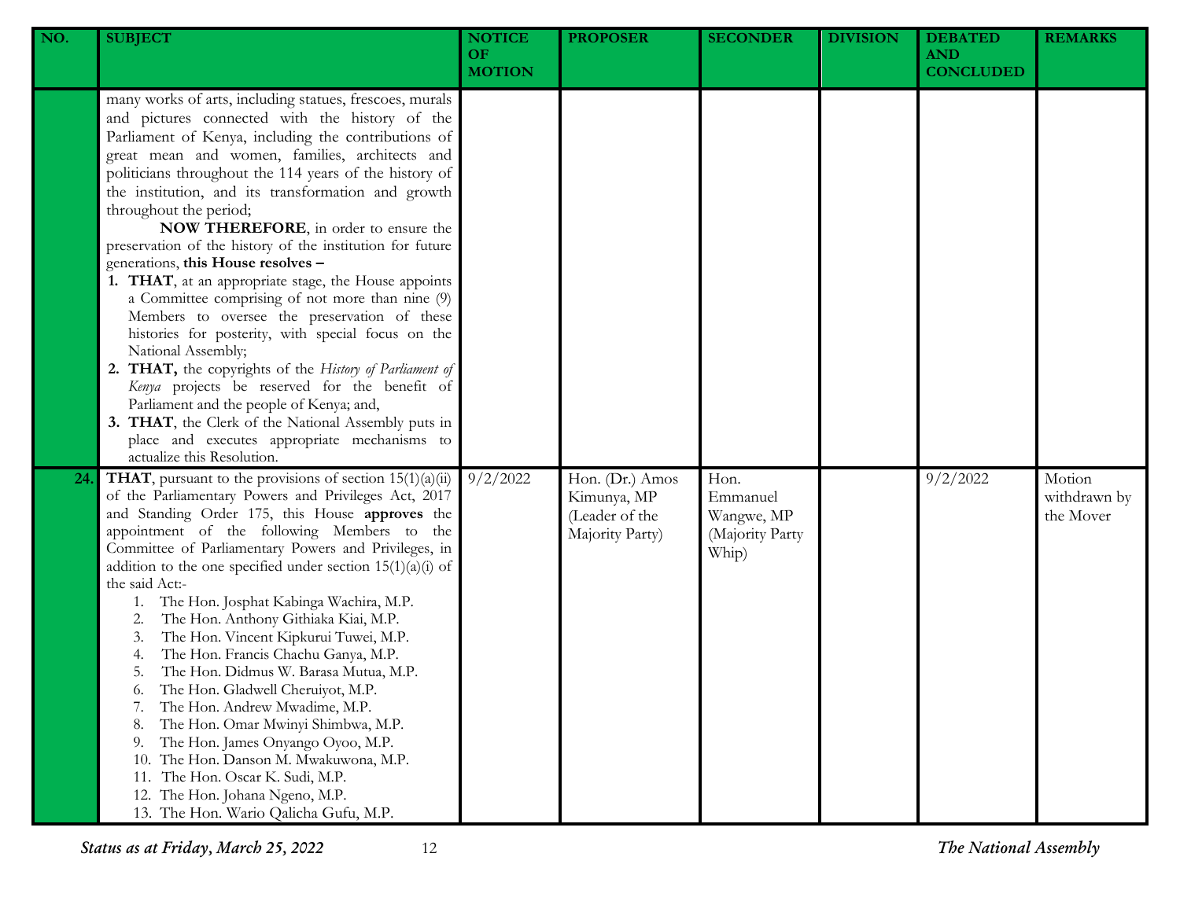| NO. | SUBJECT | NOTICE OF MOTION | PROPOSER | SECONDER | DIVISION | DEBATED AND CONCLUDED | REMARKS |
|---|---|---|---|---|---|---|---|
| | many works of arts, including statues, frescoes, murals and pictures connected with the history of the Parliament of Kenya, including the contributions of great mean and women, families, architects and politicians throughout the 114 years of the history of the institution, and its transformation and growth throughout the period;<br>**NOW THEREFORE**, in order to ensure the preservation of the history of the institution for future generations, **this House resolves –**<br>1. **THAT**, at an appropriate stage, the House appoints a Committee comprising of not more than nine (9) Members to oversee the preservation of these histories for posterity, with special focus on the National Assembly;<br>2. **THAT,** the copyrights of the *History of Parliament of Kenya* projects be reserved for the benefit of Parliament and the people of Kenya; and,<br>3. **THAT**, the Clerk of the National Assembly puts in place and executes appropriate mechanisms to actualize this Resolution. | | | | | | |
| 24. | **THAT**, pursuant to the provisions of section 15(1)(a)(ii) of the Parliamentary Powers and Privileges Act, 2017 and Standing Order 175, this House **approves** the appointment of the following Members to the Committee of Parliamentary Powers and Privileges, in addition to the one specified under section 15(1)(a)(i) of the said Act:-<br>1. The Hon. Josphat Kabinga Wachira, M.P.<br>2. The Hon. Anthony Githiaka Kiai, M.P.<br>3. The Hon. Vincent Kipkurui Tuwei, M.P.<br>4. The Hon. Francis Chachu Ganya, M.P.<br>5. The Hon. Didmus W. Barasa Mutua, M.P.<br>6. The Hon. Gladwell Cheruiyot, M.P.<br>7. The Hon. Andrew Mwadime, M.P.<br>8. The Hon. Omar Mwinyi Shimbwa, M.P.<br>9. The Hon. James Onyango Oyoo, M.P.<br>10. The Hon. Danson M. Mwakuwona, M.P.<br>11. The Hon. Oscar K. Sudi, M.P.<br>12. The Hon. Johana Ngeno, M.P.<br>13. The Hon. Wario Qalicha Gufu, M.P. | 9/2/2022 | Hon. (Dr.) Amos Kimunya, MP (Leader of the Majority Party) | Hon. Emmanuel Wangwe, MP (Majority Party Whip) | | 9/2/2022 | Motion withdrawn by the Mover |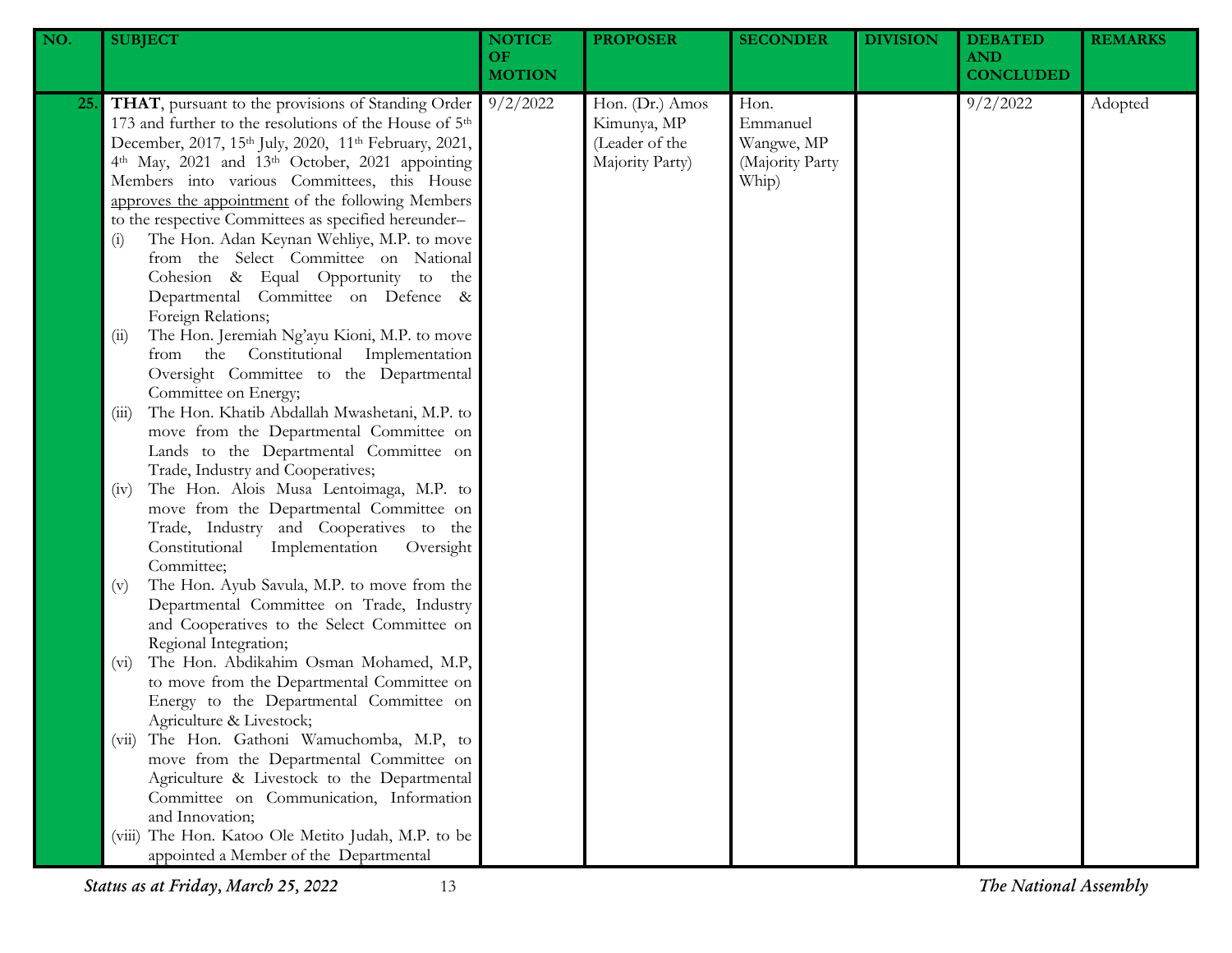| NO. | SUBJECT | NOTICE OF MOTION | PROPOSER | SECONDER | DIVISION | DEBATED AND CONCLUDED | REMARKS |
|---|---|---|---|---|---|---|---|
| 25. | **THAT**, pursuant to the provisions of Standing Order 173 and further to the resolutions of the House of 5th December, 2017, 15th July, 2020, 11th February, 2021, 4th May, 2021 and 13th October, 2021 appointing Members into various Committees, this House approves the appointment of the following Members to the respective Committees as specified hereunder– <br>(i) The Hon. Adan Keynan Wehliye, M.P. to move from the Select Committee on National Cohesion & Equal Opportunity to the Departmental Committee on Defence & Foreign Relations; <br>(ii) The Hon. Jeremiah Ng'ayu Kioni, M.P. to move from the Constitutional Implementation Oversight Committee to the Departmental Committee on Energy; <br>(iii) The Hon. Khatib Abdallah Mwashetani, M.P. to move from the Departmental Committee on Lands to the Departmental Committee on Trade, Industry and Cooperatives; <br>(iv) The Hon. Alois Musa Lentoimaga, M.P. to move from the Departmental Committee on Trade, Industry and Cooperatives to the Constitutional Implementation Oversight Committee; <br>(v) The Hon. Ayub Savula, M.P. to move from the Departmental Committee on Trade, Industry and Cooperatives to the Select Committee on Regional Integration; <br>(vi) The Hon. Abdikahim Osman Mohamed, M.P, to move from the Departmental Committee on Energy to the Departmental Committee on Agriculture & Livestock; <br>(vii) The Hon. Gathoni Wamuchomba, M.P, to move from the Departmental Committee on Agriculture & Livestock to the Departmental Committee on Communication, Information and Innovation; <br>(viii) The Hon. Katoo Ole Metito Judah, M.P. to be appointed a Member of the Departmental | 9/2/2022 | Hon. (Dr.) Amos Kimunya, MP (Leader of the Majority Party) | Hon. Emmanuel Wangwe, MP (Majority Party Whip) | | 9/2/2022 | Adopted |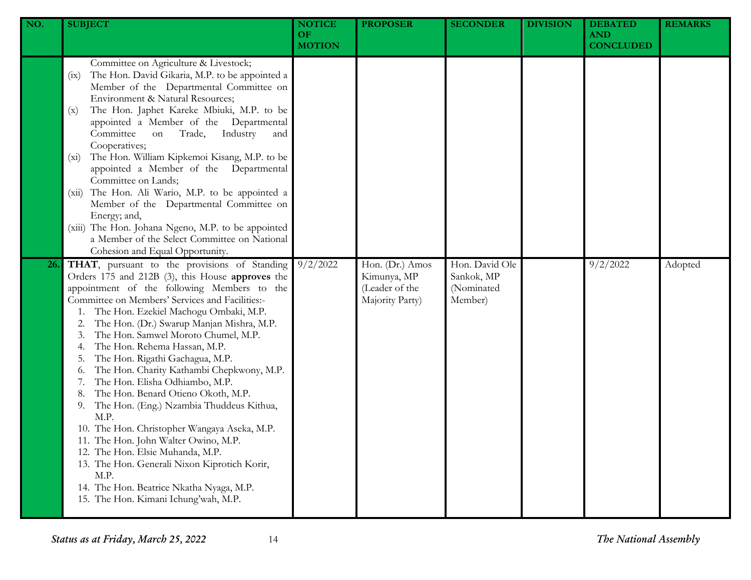| NO. | SUBJECT | NOTICE OF MOTION | PROPOSER | SECONDER | DIVISION | DEBATED AND CONCLUDED | REMARKS |
|---|---|---|---|---|---|---|---|
| | Committee on Agriculture & Livestock;<br>(ix) The Hon. David Gikaria, M.P. to be appointed a Member of the Departmental Committee on Environment & Natural Resources;<br>(x) The Hon. Japhet Kareke Mbiuki, M.P. to be appointed a Member of the Departmental Committee on Trade, Industry and Cooperatives;<br>(xi) The Hon. William Kipkemoi Kisang, M.P. to be appointed a Member of the Departmental Committee on Lands;<br>(xii) The Hon. Ali Wario, M.P. to be appointed a Member of the Departmental Committee on Energy; and,<br>(xiii) The Hon. Johana Ngeno, M.P. to be appointed a Member of the Select Committee on National Cohesion and Equal Opportunity. | | | | | | |
| 26. | **THAT**, pursuant to the provisions of Standing Orders 175 and 212B (3), this House **approves** the appointment of the following Members to the Committee on Members' Services and Facilities:-<br>1. The Hon. Ezekiel Machogu Ombaki, M.P.<br>2. The Hon. (Dr.) Swarup Manjan Mishra, M.P.<br>3. The Hon. Samwel Moroto Chumel, M.P.<br>4. The Hon. Rehema Hassan, M.P.<br>5. The Hon. Rigathi Gachagua, M.P.<br>6. The Hon. Charity Kathambi Chepkwony, M.P.<br>7. The Hon. Elisha Odhiambo, M.P.<br>8. The Hon. Benard Otieno Okoth, M.P.<br>9. The Hon. (Eng.) Nzambia Thuddeus Kithua, M.P.<br>10. The Hon. Christopher Wangaya Aseka, M.P.<br>11. The Hon. John Walter Owino, M.P.<br>12. The Hon. Elsie Muhanda, M.P.<br>13. The Hon. Generali Nixon Kiprotich Korir, M.P.<br>14. The Hon. Beatrice Nkatha Nyaga, M.P.<br>15. The Hon. Kimani Ichung'wah, M.P. | 9/2/2022 | Hon. (Dr.) Amos Kimunya, MP (Leader of the Majority Party) | Hon. David Ole Sankok, MP (Nominated Member) | | 9/2/2022 | Adopted |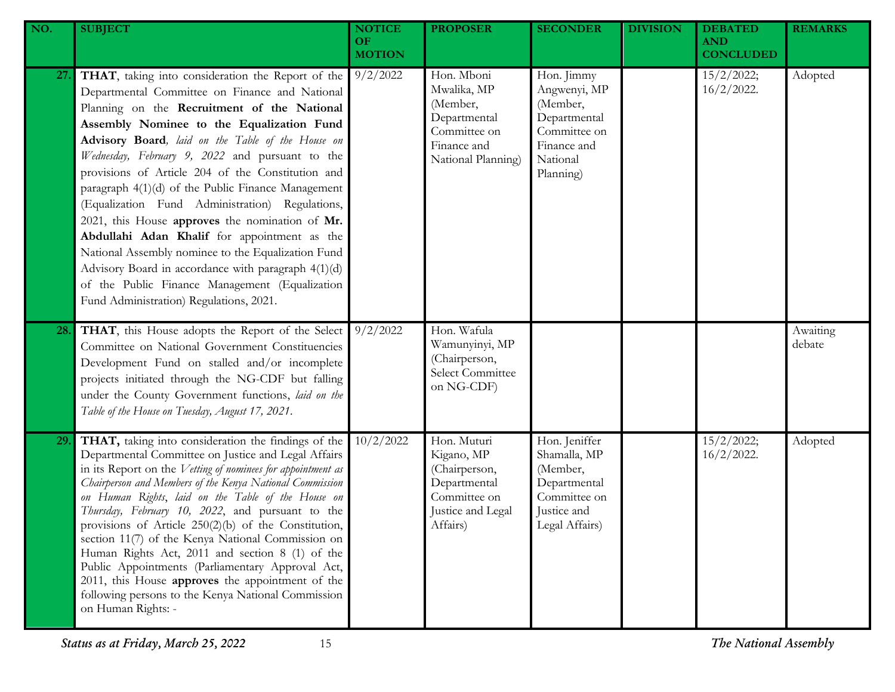| NO. | SUBJECT | NOTICE OF MOTION | PROPOSER | SECONDER | DIVISION | DEBATED AND CONCLUDED | REMARKS |
|---|---|---|---|---|---|---|---|
| 27. | **THAT**, taking into consideration the Report of the Departmental Committee on Finance and National Planning on the **Recruitment of the National Assembly Nominee to the Equalization Fund Advisory Board**, *laid on the Table of the House on Wednesday, February 9, 2022* and pursuant to the provisions of Article 204 of the Constitution and paragraph 4(1)(d) of the Public Finance Management (Equalization Fund Administration) Regulations, 2021, this House **approves** the nomination of **Mr. Abdullahi Adan Khalif** for appointment as the National Assembly nominee to the Equalization Fund Advisory Board in accordance with paragraph 4(1)(d) of the Public Finance Management (Equalization Fund Administration) Regulations, 2021. | 9/2/2022 | Hon. Mboni Mwalika, MP (Member, Departmental Committee on Finance and National Planning) | Hon. Jimmy Angwenyi, MP (Member, Departmental Committee on Finance and National Planning) | | 15/2/2022; 16/2/2022. | Adopted |
| 28. | **THAT**, this House adopts the Report of the Select Committee on National Government Constituencies Development Fund on stalled and/or incomplete projects initiated through the NG-CDF but falling under the County Government functions, *laid on the Table of the House on Tuesday, August 17, 2021*. | 9/2/2022 | Hon. Wafula Wamunyinyi, MP (Chairperson, Select Committee on NG-CDF) | | | | Awaiting debate |
| 29. | **THAT,** taking into consideration the findings of the Departmental Committee on Justice and Legal Affairs in its Report on the *Vetting of nominees for appointment as Chairperson and Members of the Kenya National Commission on Human Rights*, *laid on the Table of the House on Thursday, February 10, 2022*, and pursuant to the provisions of Article 250(2)(b) of the Constitution, section 11(7) of the Kenya National Commission on Human Rights Act, 2011 and section 8 (1) of the Public Appointments (Parliamentary Approval Act, 2011, this House **approves** the appointment of the following persons to the Kenya National Commission on Human Rights: - | 10/2/2022 | Hon. Muturi Kigano, MP (Chairperson, Departmental Committee on Justice and Legal Affairs) | Hon. Jeniffer Shamalla, MP (Member, Departmental Committee on Justice and Legal Affairs) | | 15/2/2022; 16/2/2022. | Adopted |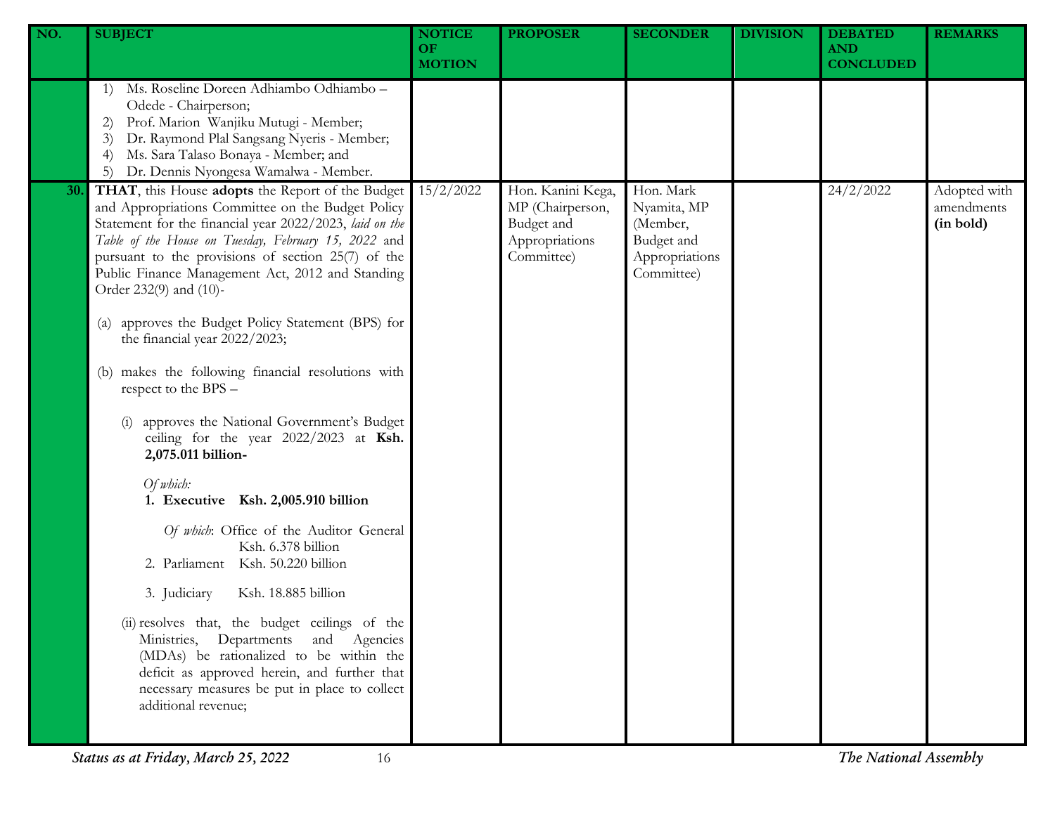| NO. | SUBJECT | NOTICE OF MOTION | PROPOSER | SECONDER | DIVISION | DEBATED AND CONCLUDED | REMARKS |
|---|---|---|---|---|---|---|---|
| | 1) Ms. Roseline Doreen Adhiambo Odhiambo – Odede - Chairperson;<br>2) Prof. Marion Wanjiku Mutugi - Member;<br>3) Dr. Raymond Plal Sangsang Nyeris - Member;<br>4) Ms. Sara Talaso Bonaya - Member; and<br>5) Dr. Dennis Nyongesa Wamalwa - Member. | | | | | | |
| **30.** | **THAT**, this House **adopts** the Report of the Budget and Appropriations Committee on the Budget Policy Statement for the financial year 2022/2023, *laid on the Table of the House on Tuesday, February 15, 2022* and pursuant to the provisions of section 25(7) of the Public Finance Management Act, 2012 and Standing Order 232(9) and (10)-<br><br>(a) approves the Budget Policy Statement (BPS) for the financial year 2022/2023;<br><br>(b) makes the following financial resolutions with respect to the BPS –<br><br>(i) approves the National Government's Budget ceiling for the year 2022/2023 at **Ksh. 2,075.011 billion-**<br><br>*Of which:*<br>**1. Executive Ksh. 2,005.910 billion**<br><br>*Of which*: Office of the Auditor General Ksh. 6.378 billion<br>2. Parliament Ksh. 50.220 billion<br><br>3. Judiciary Ksh. 18.885 billion<br><br>(ii) resolves that, the budget ceilings of the Ministries, Departments and Agencies (MDAs) be rationalized to be within the deficit as approved herein, and further that necessary measures be put in place to collect additional revenue; | 15/2/2022 | Hon. Kanini Kega, MP (Chairperson, Budget and Appropriations Committee) | Hon. Mark Nyamita, MP (Member, Budget and Appropriations Committee) | | 24/2/2022 | Adopted with amendments **(in bold)** |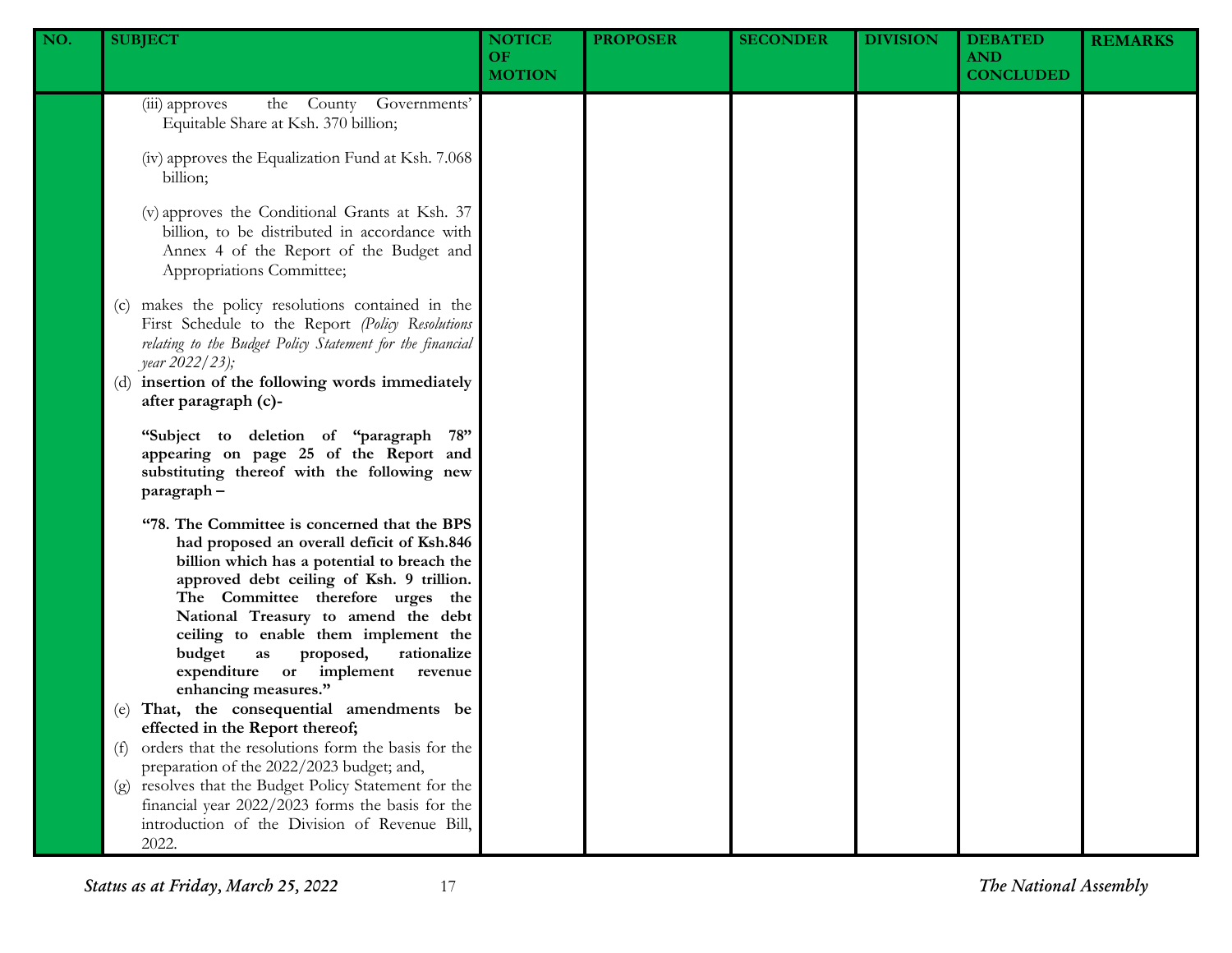| NO. | SUBJECT | NOTICE OF MOTION | PROPOSER | SECONDER | DIVISION | DEBATED AND CONCLUDED | REMARKS |
|---|---|---|---|---|---|---|---|
| | (iii) approves the County Governments' Equitable Share at Ksh. 370 billion;<br><br>(iv) approves the Equalization Fund at Ksh. 7.068 billion;<br><br>(v) approves the Conditional Grants at Ksh. 37 billion, to be distributed in accordance with Annex 4 of the Report of the Budget and Appropriations Committee;<br><br>(c) makes the policy resolutions contained in the First Schedule to the Report *(Policy Resolutions relating to the Budget Policy Statement for the financial year 2022/23);*<br>(d) **insertion of the following words immediately after paragraph (c)-**<br><br>**"Subject to deletion of "paragraph 78" appearing on page 25 of the Report and substituting thereof with the following new paragraph –**<br><br>**"78. The Committee is concerned that the BPS had proposed an overall deficit of Ksh.846 billion which has a potential to breach the approved debt ceiling of Ksh. 9 trillion. The Committee therefore urges the National Treasury to amend the debt ceiling to enable them implement the budget as proposed, rationalize expenditure or implement revenue enhancing measures."**<br>(e) **That, the consequential amendments be effected in the Report thereof;**<br>(f) orders that the resolutions form the basis for the preparation of the 2022/2023 budget; and,<br>(g) resolves that the Budget Policy Statement for the financial year 2022/2023 forms the basis for the introduction of the Division of Revenue Bill, 2022. | | | | | | |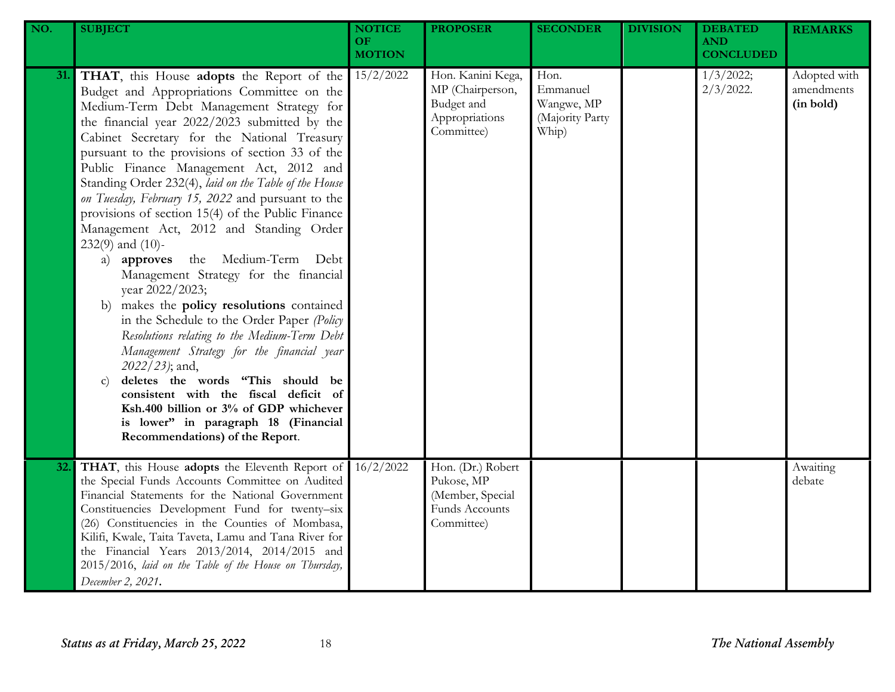| NO. | SUBJECT | NOTICE OF MOTION | PROPOSER | SECONDER | DIVISION | DEBATED AND CONCLUDED | REMARKS |
|---|---|---|---|---|---|---|---|
| 31. | **THAT**, this House **adopts** the Report of the Budget and Appropriations Committee on the Medium-Term Debt Management Strategy for the financial year 2022/2023 submitted by the Cabinet Secretary for the National Treasury pursuant to the provisions of section 33 of the Public Finance Management Act, 2012 and Standing Order 232(4), *laid on the Table of the House on Tuesday, February 15, 2022* and pursuant to the provisions of section 15(4) of the Public Finance Management Act, 2012 and Standing Order 232(9) and (10)-<br>a) **approves** the Medium-Term Debt Management Strategy for the financial year 2022/2023;<br>b) makes the **policy resolutions** contained in the Schedule to the Order Paper *(Policy Resolutions relating to the Medium-Term Debt Management Strategy for the financial year 2022/23)*; and,<br>c) **deletes the words "This should be consistent with the fiscal deficit of Ksh.400 billion or 3% of GDP whichever is lower" in paragraph 18 (Financial Recommendations) of the Report**. | 15/2/2022 | Hon. Kanini Kega, MP (Chairperson, Budget and Appropriations Committee) | Hon. Emmanuel Wangwe, MP (Majority Party Whip) | | 1/3/2022; 2/3/2022. | Adopted with amendments **(in bold)** |
| 32. | **THAT**, this House **adopts** the Eleventh Report of the Special Funds Accounts Committee on Audited Financial Statements for the National Government Constituencies Development Fund for twenty–six (26) Constituencies in the Counties of Mombasa, Kilifi, Kwale, Taita Taveta, Lamu and Tana River for the Financial Years 2013/2014, 2014/2015 and 2015/2016, *laid on the Table of the House on Thursday, December 2, 2021*. | 16/2/2022 | Hon. (Dr.) Robert Pukose, MP (Member, Special Funds Accounts Committee) | | | | Awaiting debate |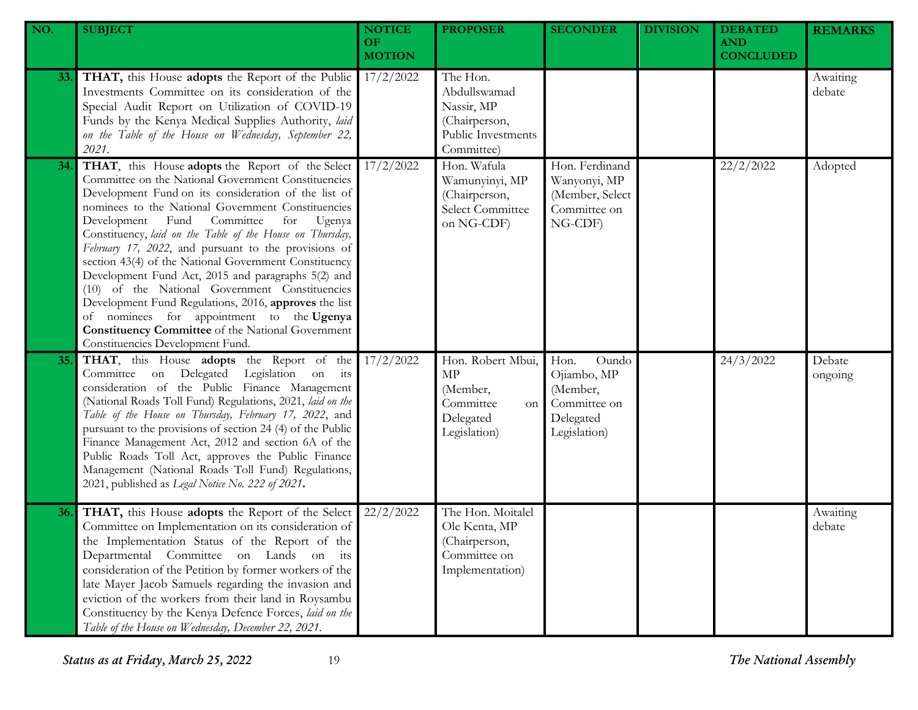| NO. | SUBJECT | NOTICE OF MOTION | PROPOSER | SECONDER | DIVISION | DEBATED AND CONCLUDED | REMARKS |
|---|---|---|---|---|---|---|---|
| 33. | **THAT,** this House **adopts** the Report of the Public Investments Committee on its consideration of the Special Audit Report on Utilization of COVID-19 Funds by the Kenya Medical Supplies Authority, *laid on the Table of the House on Wednesday, September 22, 2021*. | 17/2/2022 | The Hon. Abdullswamad Nassir, MP (Chairperson, Public Investments Committee) | | | | Awaiting debate |
| 34. | **THAT**, this House **adopts** the Report of the Select Committee on the National Government Constituencies Development Fund on its consideration of the list of nominees to the National Government Constituencies Development Fund Committee for Ugenya Constituency, *laid on the Table of the House on Thursday, February 17, 2022*, and pursuant to the provisions of section 43(4) of the National Government Constituency Development Fund Act, 2015 and paragraphs 5(2) and (10) of the National Government Constituencies Development Fund Regulations, 2016, **approves** the list of nominees for appointment to the **Ugenya Constituency Committee** of the National Government Constituencies Development Fund. | 17/2/2022 | Hon. Wafula Wamunyinyi, MP (Chairperson, Select Committee on NG-CDF) | Hon. Ferdinand Wanyonyi, MP (Member, Select Committee on NG-CDF) | | 22/2/2022 | Adopted |
| 35. | **THAT**, this House **adopts** the Report of the Committee on Delegated Legislation on its consideration of the Public Finance Management (National Roads Toll Fund) Regulations, 2021, *laid on the Table of the House on Thursday, February 17, 2022*, and pursuant to the provisions of section 24 (4) of the Public Finance Management Act, 2012 and section 6A of the Public Roads Toll Act, approves the Public Finance Management (National Roads Toll Fund) Regulations, 2021, published as *Legal Notice No. 222 of 2021*. | 17/2/2022 | Hon. Robert Mbui, MP (Member, Committee on Delegated Legislation) | Hon. Oundo Ojiambo, MP (Member, Committee on Delegated Legislation) | | 24/3/2022 | Debate ongoing |
| 36. | **THAT,** this House **adopts** the Report of the Select Committee on Implementation on its consideration of the Implementation Status of the Report of the Departmental Committee on Lands on its consideration of the Petition by former workers of the late Mayer Jacob Samuels regarding the invasion and eviction of the workers from their land in Roysambu Constituency by the Kenya Defence Forces, *laid on the Table of the House on Wednesday, December 22, 2021*. | 22/2/2022 | The Hon. Moitalel Ole Kenta, MP (Chairperson, Committee on Implementation) | | | | Awaiting debate |

*Status as at Friday, March 25, 2022*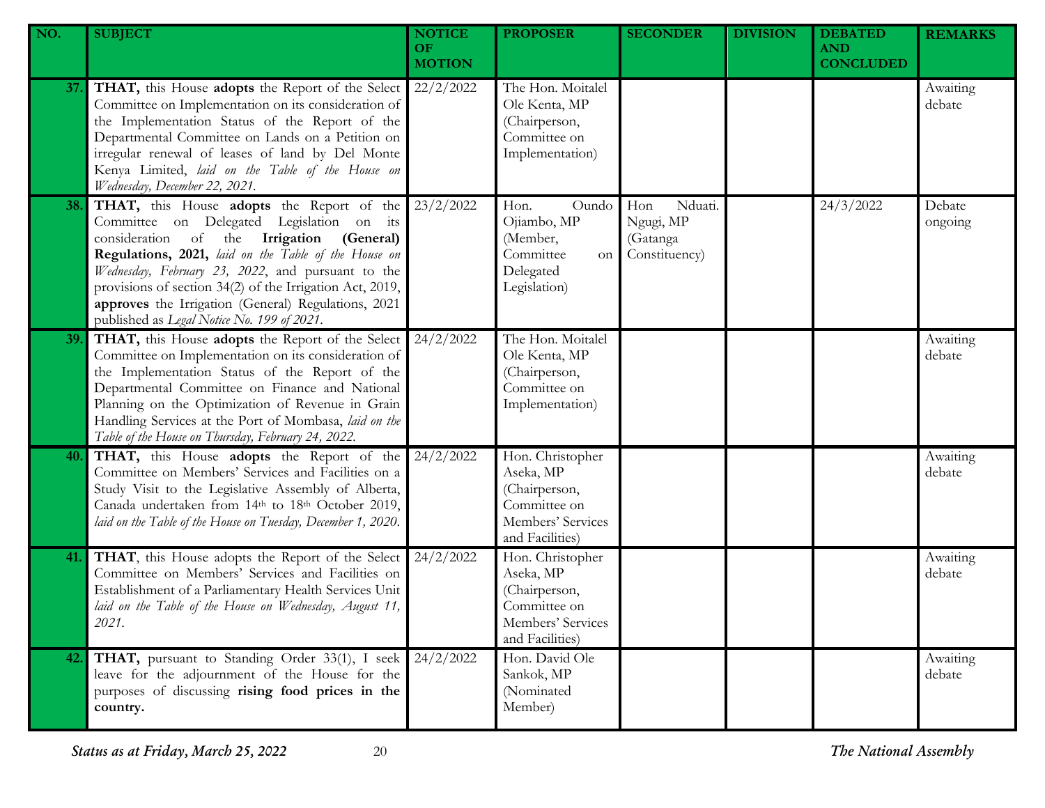| NO. | SUBJECT | NOTICE OF MOTION | PROPOSER | SECONDER | DIVISION | DEBATED AND CONCLUDED | REMARKS |
|---|---|---|---|---|---|---|---|
| 37. | **THAT,** this House **adopts** the Report of the Select Committee on Implementation on its consideration of the Implementation Status of the Report of the Departmental Committee on Lands on a Petition on irregular renewal of leases of land by Del Monte Kenya Limited, *laid on the Table of the House on Wednesday, December 22, 2021.* | 22/2/2022 | The Hon. Moitalel Ole Kenta, MP (Chairperson, Committee on Implementation) | | | | Awaiting debate |
| 38. | **THAT,** this House **adopts** the Report of the Committee on Delegated Legislation on its consideration of the **Irrigation (General) Regulations, 2021,** *laid on the Table of the House on Wednesday, February 23, 2022*, and pursuant to the provisions of section 34(2) of the Irrigation Act, 2019, **approves** the Irrigation (General) Regulations, 2021 published as *Legal Notice No. 199 of 2021.* | 23/2/2022 | Hon. Oundo Ojiambo, MP (Member, Committee on Delegated Legislation) | Hon Nduati. Ngugi, MP (Gatanga Constituency) | | 24/3/2022 | Debate ongoing |
| 39. | **THAT,** this House **adopts** the Report of the Select Committee on Implementation on its consideration of the Implementation Status of the Report of the Departmental Committee on Finance and National Planning on the Optimization of Revenue in Grain Handling Services at the Port of Mombasa, *laid on the Table of the House on Thursday, February 24, 2022.* | 24/2/2022 | The Hon. Moitalel Ole Kenta, MP (Chairperson, Committee on Implementation) | | | | Awaiting debate |
| 40. | **THAT,** this House **adopts** the Report of the Committee on Members' Services and Facilities on a Study Visit to the Legislative Assembly of Alberta, Canada undertaken from 14th to 18th October 2019, *laid on the Table of the House on Tuesday, December 1, 2020.* | 24/2/2022 | Hon. Christopher Aseka, MP (Chairperson, Committee on Members' Services and Facilities) | | | | Awaiting debate |
| 41. | **THAT**, this House adopts the Report of the Select Committee on Members' Services and Facilities on Establishment of a Parliamentary Health Services Unit *laid on the Table of the House on Wednesday, August 11, 2021.* | 24/2/2022 | Hon. Christopher Aseka, MP (Chairperson, Committee on Members' Services and Facilities) | | | | Awaiting debate |
| 42. | **THAT,** pursuant to Standing Order 33(1), I seek leave for the adjournment of the House for the purposes of discussing **rising food prices in the country.** | 24/2/2022 | Hon. David Ole Sankok, MP (Nominated Member) | | | | Awaiting debate |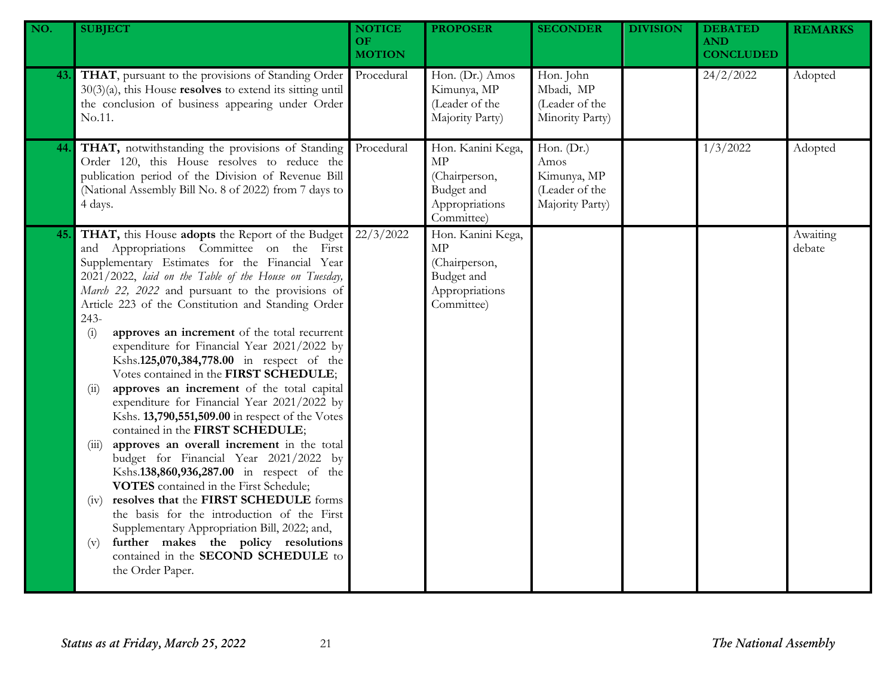| NO. | SUBJECT | NOTICE OF MOTION | PROPOSER | SECONDER | DIVISION | DEBATED AND CONCLUDED | REMARKS |
|---|---|---|---|---|---|---|---|
| 43. | **THAT**, pursuant to the provisions of Standing Order 30(3)(a), this House **resolves** to extend its sitting until the conclusion of business appearing under Order No.11. | Procedural | Hon. (Dr.) Amos Kimunya, MP (Leader of the Majority Party) | Hon. John Mbadi, MP (Leader of the Minority Party) | | 24/2/2022 | Adopted |
| 44. | **THAT,** notwithstanding the provisions of Standing Order 120, this House resolves to reduce the publication period of the Division of Revenue Bill (National Assembly Bill No. 8 of 2022) from 7 days to 4 days. | Procedural | Hon. Kanini Kega, MP (Chairperson, Budget and Appropriations Committee) | Hon. (Dr.) Amos Kimunya, MP (Leader of the Majority Party) | | 1/3/2022 | Adopted |
| 45. | **THAT,** this House **adopts** the Report of the Budget and Appropriations Committee on the First Supplementary Estimates for the Financial Year 2021/2022, *laid on the Table of the House on Tuesday, March 22, 2022* and pursuant to the provisions of Article 223 of the Constitution and Standing Order 243- (i) **approves an increment** of the total recurrent expenditure for Financial Year 2021/2022 by Kshs.**125,070,384,778.00** in respect of the Votes contained in the **FIRST SCHEDULE**; (ii) **approves an increment** of the total capital expenditure for Financial Year 2021/2022 by Kshs. **13,790,551,509.00** in respect of the Votes contained in the **FIRST SCHEDULE**; (iii) **approves an overall increment** in the total budget for Financial Year 2021/2022 by Kshs.**138,860,936,287.00** in respect of the **VOTES** contained in the First Schedule; (iv) **resolves that** the **FIRST SCHEDULE** forms the basis for the introduction of the First Supplementary Appropriation Bill, 2022; and, (v) **further makes the policy resolutions** contained in the **SECOND SCHEDULE** to the Order Paper. | 22/3/2022 | Hon. Kanini Kega, MP (Chairperson, Budget and Appropriations Committee) | | | | Awaiting debate |